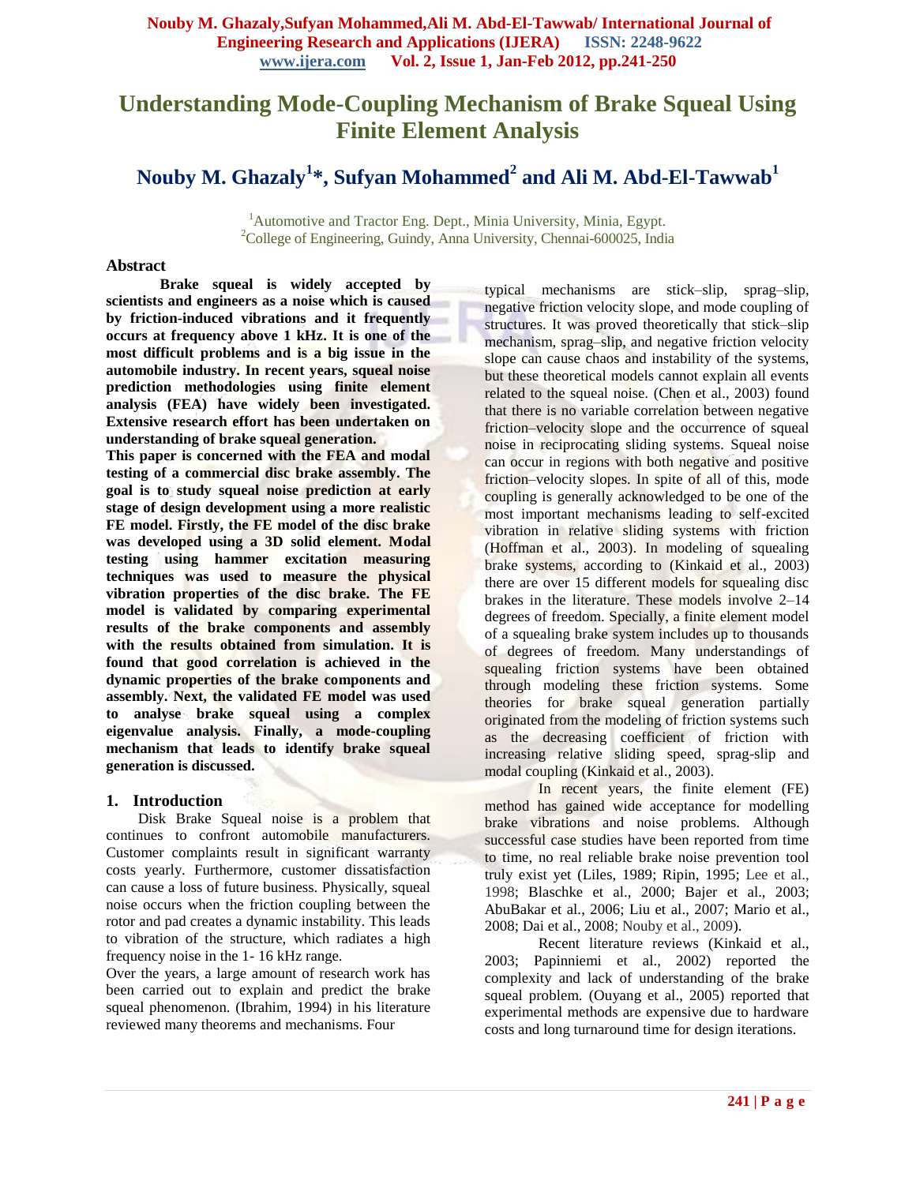# Understanding Mode-Coupling Mechanism of Brake Squeal Using Finite Element Analysis

## Nouby M. Ghazaly[1]*, Sufyan Mohammed[2] and Ali M. Abd-El-Tawwab[1]

[1]Automotive and Tractor Eng. Dept., Minia University, Minia, Egypt.
[2]College of Engineering, Guindy, Anna University, Chennai-600025, India

### Abstract

**Brake squeal is widely accepted by scientists and engineers as a noise which is caused by friction-induced vibrations and it frequently occurs at frequency above 1 kHz. It is one of the most difficult problems and is a big issue in the automobile industry. In recent years, squeal noise prediction methodologies using finite element analysis (FEA) have widely been investigated. Extensive research effort has been undertaken on understanding of brake squeal generation.**

**This paper is concerned with the FEA and modal testing of a commercial disc brake assembly. The goal is to study squeal noise prediction at early stage of design development using a more realistic FE model. Firstly, the FE model of the disc brake was developed using a 3D solid element. Modal testing using hammer excitation measuring techniques was used to measure the physical vibration properties of the disc brake. The FE model is validated by comparing experimental results of the brake components and assembly with the results obtained from simulation. It is found that good correlation is achieved in the dynamic properties of the brake components and assembly. Next, the validated FE model was used to analyse brake squeal using a complex eigenvalue analysis. Finally, a mode-coupling mechanism that leads to identify brake squeal generation is discussed.**

### 1. Introduction

Disk Brake Squeal noise is a problem that continues to confront automobile manufacturers. Customer complaints result in significant warranty costs yearly. Furthermore, customer dissatisfaction can cause a loss of future business. Physically, squeal noise occurs when the friction coupling between the rotor and pad creates a dynamic instability. This leads to vibration of the structure, which radiates a high frequency noise in the 1- 16 kHz range.

Over the years, a large amount of research work has been carried out to explain and predict the brake squeal phenomenon. (Ibrahim, 1994) in his literature reviewed many theorems and mechanisms. Four typical mechanisms are stick–slip, sprag–slip, negative friction velocity slope, and mode coupling of structures. It was proved theoretically that stick–slip mechanism, sprag–slip, and negative friction velocity slope can cause chaos and instability of the systems, but these theoretical models cannot explain all events related to the squeal noise. (Chen et al., 2003) found that there is no variable correlation between negative friction–velocity slope and the occurrence of squeal noise in reciprocating sliding systems. Squeal noise can occur in regions with both negative and positive friction–velocity slopes. In spite of all of this, mode coupling is generally acknowledged to be one of the most important mechanisms leading to self-excited vibration in relative sliding systems with friction (Hoffman et al., 2003). In modeling of squealing brake systems, according to (Kinkaid et al., 2003) there are over 15 different models for squealing disc brakes in the literature. These models involve 2–14 degrees of freedom. Specially, a finite element model of a squealing brake system includes up to thousands of degrees of freedom. Many understandings of squealing friction systems have been obtained through modeling these friction systems. Some theories for brake squeal generation partially originated from the modeling of friction systems such as the decreasing coefficient of friction with increasing relative sliding speed, sprag-slip and modal coupling (Kinkaid et al., 2003).

In recent years, the finite element (FE) method has gained wide acceptance for modelling brake vibrations and noise problems. Although successful case studies have been reported from time to time, no real reliable brake noise prevention tool truly exist yet (Liles, 1989; Ripin, 1995; Lee et al., 1998; Blaschke et al., 2000; Bajer et al., 2003; AbuBakar et al., 2006; Liu et al., 2007; Mario et al., 2008; Dai et al., 2008; Nouby et al., 2009).

Recent literature reviews (Kinkaid et al., 2003; Papinniemi et al., 2002) reported the complexity and lack of understanding of the brake squeal problem. (Ouyang et al., 2005) reported that experimental methods are expensive due to hardware costs and long turnaround time for design iterations.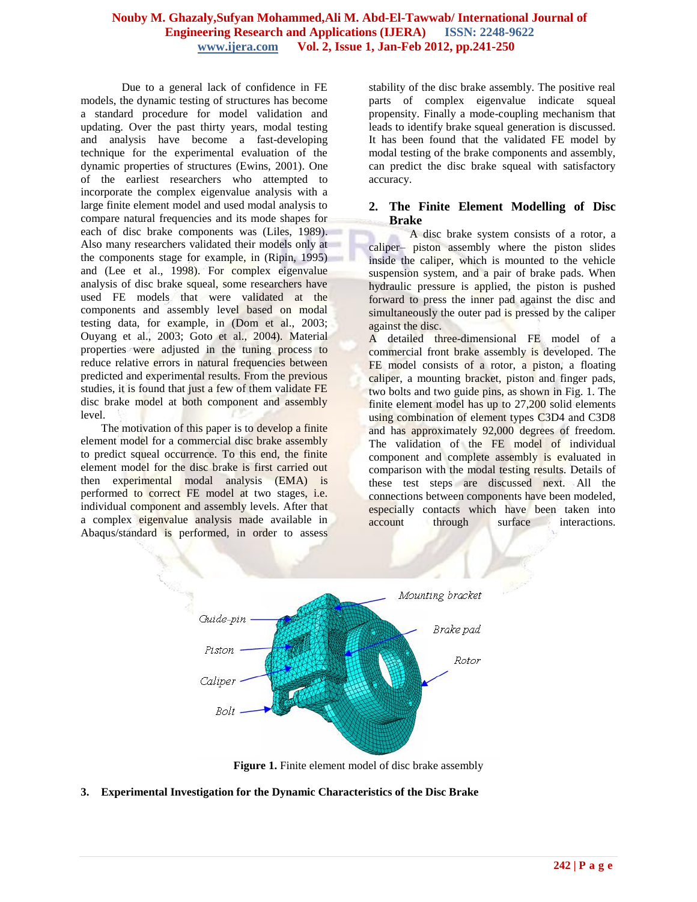Due to a general lack of confidence in FE models, the dynamic testing of structures has become a standard procedure for model validation and updating. Over the past thirty years, modal testing and analysis have become a fast-developing technique for the experimental evaluation of the dynamic properties of structures (Ewins, 2001). One of the earliest researchers who attempted to incorporate the complex eigenvalue analysis with a large finite element model and used modal analysis to compare natural frequencies and its mode shapes for each of disc brake components was (Liles, 1989). Also many researchers validated their models only at the components stage for example, in (Ripin, 1995) and (Lee et al., 1998). For complex eigenvalue analysis of disc brake squeal, some researchers have used FE models that were validated at the components and assembly level based on modal testing data, for example, in (Dom et al., 2003; Ouyang et al., 2003; Goto et al., 2004). Material properties were adjusted in the tuning process to reduce relative errors in natural frequencies between predicted and experimental results. From the previous studies, it is found that just a few of them validate FE disc brake model at both component and assembly level.

The motivation of this paper is to develop a finite element model for a commercial disc brake assembly to predict squeal occurrence. To this end, the finite element model for the disc brake is first carried out then experimental modal analysis (EMA) is performed to correct FE model at two stages, i.e. individual component and assembly levels. After that a complex eigenvalue analysis made available in Abaqus/standard is performed, in order to assess stability of the disc brake assembly. The positive real parts of complex eigenvalue indicate squeal propensity. Finally a mode-coupling mechanism that leads to identify brake squeal generation is discussed. It has been found that the validated FE model by modal testing of the brake components and assembly, can predict the disc brake squeal with satisfactory accuracy.

## 2. The Finite Element Modelling of Disc Brake

A disc brake system consists of a rotor, a caliper– piston assembly where the piston slides inside the caliper, which is mounted to the vehicle suspension system, and a pair of brake pads. When hydraulic pressure is applied, the piston is pushed forward to press the inner pad against the disc and simultaneously the outer pad is pressed by the caliper against the disc.

A detailed three-dimensional FE model of a commercial front brake assembly is developed. The FE model consists of a rotor, a piston, a floating caliper, a mounting bracket, piston and finger pads, two bolts and two guide pins, as shown in Fig. 1. The finite element model has up to 27,200 solid elements using combination of element types C3D4 and C3D8 and has approximately 92,000 degrees of freedom. The validation of the FE model of individual component and complete assembly is evaluated in comparison with the modal testing results. Details of these test steps are discussed next. All the connections between components have been modeled, especially contacts which have been taken into account through surface interactions.

**Figure 1.** Finite element model of disc brake assembly

## 3. Experimental Investigation for the Dynamic Characteristics of the Disc Brake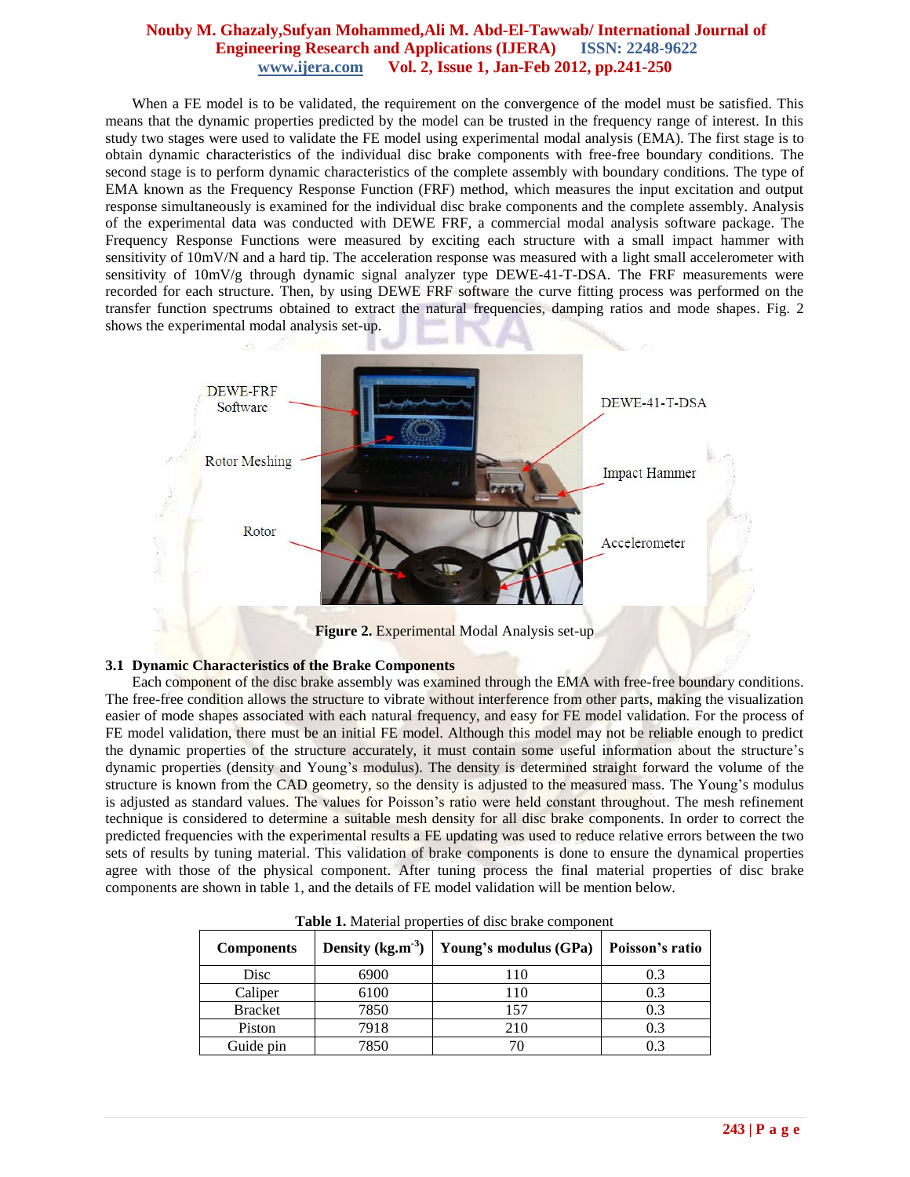When a FE model is to be validated, the requirement on the convergence of the model must be satisfied. This means that the dynamic properties predicted by the model can be trusted in the frequency range of interest. In this study two stages were used to validate the FE model using experimental modal analysis (EMA). The first stage is to obtain dynamic characteristics of the individual disc brake components with free-free boundary conditions. The second stage is to perform dynamic characteristics of the complete assembly with boundary conditions. The type of EMA known as the Frequency Response Function (FRF) method, which measures the input excitation and output response simultaneously is examined for the individual disc brake components and the complete assembly. Analysis of the experimental data was conducted with DEWE FRF, a commercial modal analysis software package. The Frequency Response Functions were measured by exciting each structure with a small impact hammer with sensitivity of 10mV/N and a hard tip. The acceleration response was measured with a light small accelerometer with sensitivity of 10mV/g through dynamic signal analyzer type DEWE-41-T-DSA. The FRF measurements were recorded for each structure. Then, by using DEWE FRF software the curve fitting process was performed on the transfer function spectrums obtained to extract the natural frequencies, damping ratios and mode shapes. Fig. 2 shows the experimental modal analysis set-up.

**Figure 2.** Experimental Modal Analysis set-up

### 3.1 Dynamic Characteristics of the Brake Components

Each component of the disc brake assembly was examined through the EMA with free-free boundary conditions. The free-free condition allows the structure to vibrate without interference from other parts, making the visualization easier of mode shapes associated with each natural frequency, and easy for FE model validation. For the process of FE model validation, there must be an initial FE model. Although this model may not be reliable enough to predict the dynamic properties of the structure accurately, it must contain some useful information about the structure's dynamic properties (density and Young's modulus). The density is determined straight forward the volume of the structure is known from the CAD geometry, so the density is adjusted to the measured mass. The Young's modulus is adjusted as standard values. The values for Poisson's ratio were held constant throughout. The mesh refinement technique is considered to determine a suitable mesh density for all disc brake components. In order to correct the predicted frequencies with the experimental results a FE updating was used to reduce relative errors between the two sets of results by tuning material. This validation of brake components is done to ensure the dynamical properties agree with those of the physical component. After tuning process the final material properties of disc brake components are shown in table 1, and the details of FE model validation will be mention below.

**Table 1.** Material properties of disc brake component

| Components | Density (kg.m$^{-3}$) | Young's modulus (GPa) | Poisson's ratio |
|---|---|---|---|
| Disc | 6900 | 110 | 0.3 |
| Caliper | 6100 | 110 | 0.3 |
| Bracket | 7850 | 157 | 0.3 |
| Piston | 7918 | 210 | 0.3 |
| Guide pin | 7850 | 70 | 0.3 |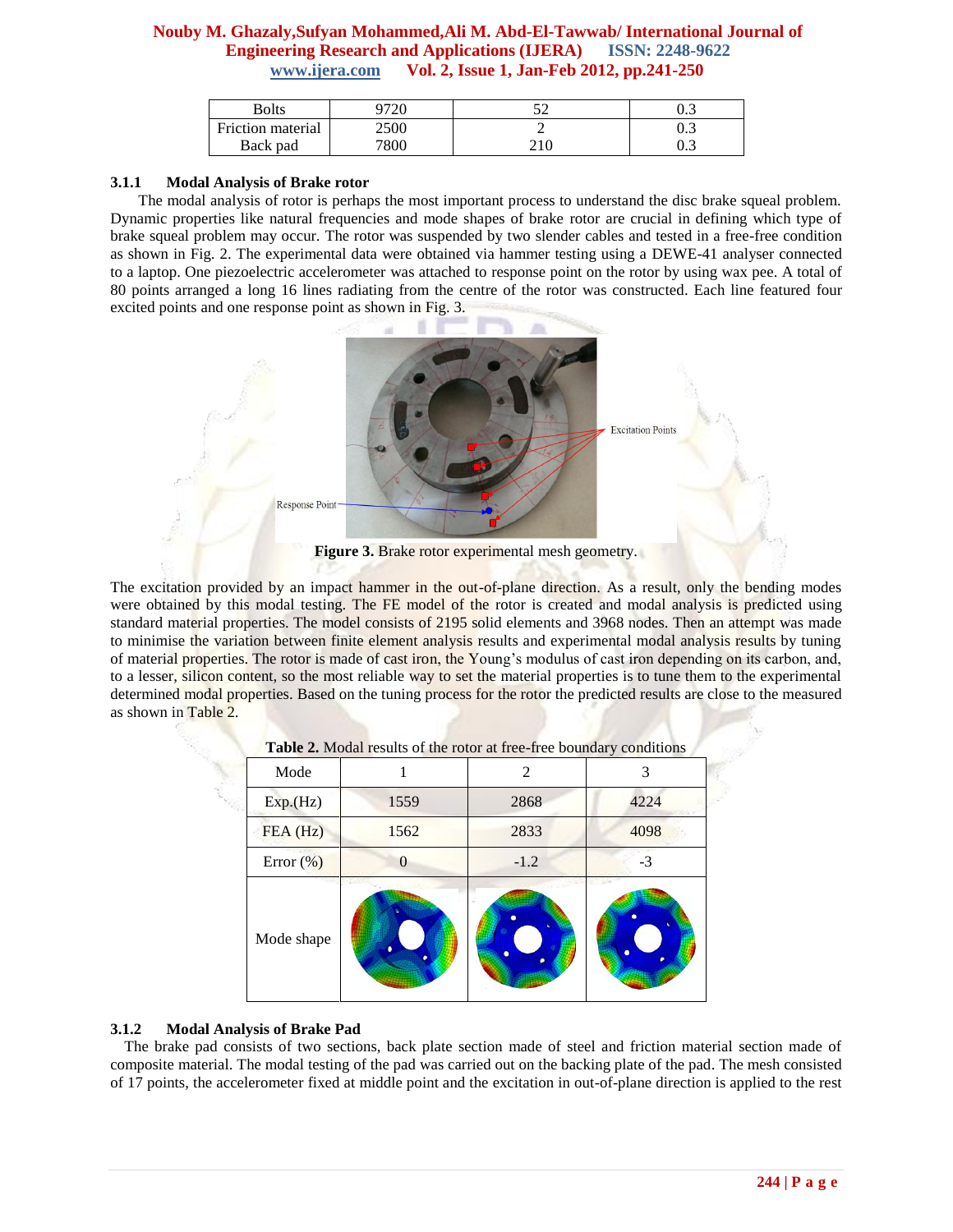| Bolts | 9720 | 52 | 0.3 |
|---|---|---|---|
| Friction material | 2500 | 2 | 0.3 |
| Back pad | 7800 | 210 | 0.3 |

### 3.1.1 Modal Analysis of Brake rotor

The modal analysis of rotor is perhaps the most important process to understand the disc brake squeal problem. Dynamic properties like natural frequencies and mode shapes of brake rotor are crucial in defining which type of brake squeal problem may occur. The rotor was suspended by two slender cables and tested in a free-free condition as shown in Fig. 2. The experimental data were obtained via hammer testing using a DEWE-41 analyser connected to a laptop. One piezoelectric accelerometer was attached to response point on the rotor by using wax pee. A total of 80 points arranged a long 16 lines radiating from the centre of the rotor was constructed. Each line featured four excited points and one response point as shown in Fig. 3.

Excitation Points

Response Point

**Figure 3.** Brake rotor experimental mesh geometry.

The excitation provided by an impact hammer in the out-of-plane direction. As a result, only the bending modes were obtained by this modal testing. The FE model of the rotor is created and modal analysis is predicted using standard material properties. The model consists of 2195 solid elements and 3968 nodes. Then an attempt was made to minimise the variation between finite element analysis results and experimental modal analysis results by tuning of material properties. The rotor is made of cast iron, the Young's modulus of cast iron depending on its carbon, and, to a lesser, silicon content, so the most reliable way to set the material properties is to tune them to the experimental determined modal properties. Based on the tuning process for the rotor the predicted results are close to the measured as shown in Table 2.

**Table 2.** Modal results of the rotor at free-free boundary conditions

| Mode | 1 | 2 | 3 |
|---|---|---|---|
| Exp.(Hz) | 1559 | 2868 | 4224 |
| FEA (Hz) | 1562 | 2833 | 4098 |
| Error (%) | 0 | -1.2 | -3 |
| Mode shape | | | |

### 3.1.2 Modal Analysis of Brake Pad

The brake pad consists of two sections, back plate section made of steel and friction material section made of composite material. The modal testing of the pad was carried out on the backing plate of the pad. The mesh consisted of 17 points, the accelerometer fixed at middle point and the excitation in out-of-plane direction is applied to the rest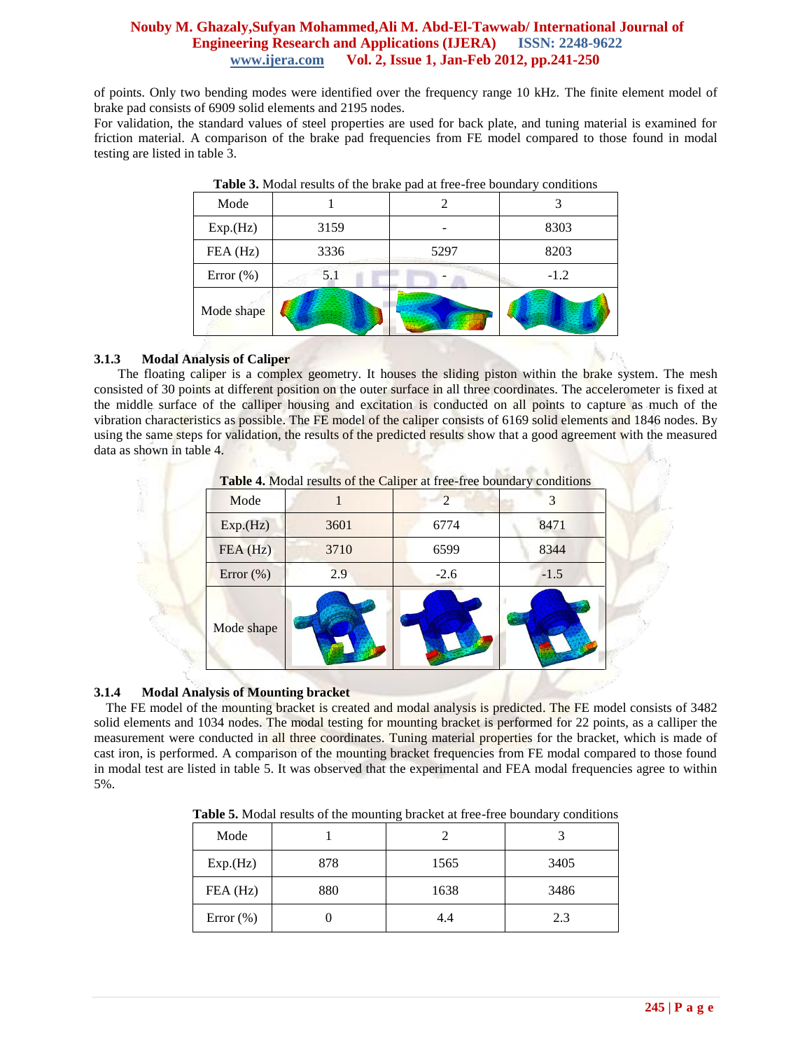of points. Only two bending modes were identified over the frequency range 10 kHz. The finite element model of brake pad consists of 6909 solid elements and 2195 nodes.

For validation, the standard values of steel properties are used for back plate, and tuning material is examined for friction material. A comparison of the brake pad frequencies from FE model compared to those found in modal testing are listed in table 3.

**Table 3.** Modal results of the brake pad at free-free boundary conditions

| Mode | 1 | 2 | 3 |
|---|---|---|---|
| Exp.(Hz) | 3159 | - | 8303 |
| FEA (Hz) | 3336 | 5297 | 8203 |
| Error (%) | 5.1 | - | -1.2 |
| Mode shape | | | |

### 3.1.3 Modal Analysis of Caliper

The floating caliper is a complex geometry. It houses the sliding piston within the brake system. The mesh consisted of 30 points at different position on the outer surface in all three coordinates. The accelerometer is fixed at the middle surface of the calliper housing and excitation is conducted on all points to capture as much of the vibration characteristics as possible. The FE model of the caliper consists of 6169 solid elements and 1846 nodes. By using the same steps for validation, the results of the predicted results show that a good agreement with the measured data as shown in table 4.

**Table 4.** Modal results of the Caliper at free-free boundary conditions

| Mode | 1 | 2 | 3 |
|---|---|---|---|
| Exp.(Hz) | 3601 | 6774 | 8471 |
| FEA (Hz) | 3710 | 6599 | 8344 |
| Error (%) | 2.9 | -2.6 | -1.5 |
| Mode shape | | | |

### 3.1.4 Modal Analysis of Mounting bracket

The FE model of the mounting bracket is created and modal analysis is predicted. The FE model consists of 3482 solid elements and 1034 nodes. The modal testing for mounting bracket is performed for 22 points, as a calliper the measurement were conducted in all three coordinates. Tuning material properties for the bracket, which is made of cast iron, is performed. A comparison of the mounting bracket frequencies from FE modal compared to those found in modal test are listed in table 5. It was observed that the experimental and FEA modal frequencies agree to within 5%.

**Table 5.** Modal results of the mounting bracket at free-free boundary conditions

| Mode | 1 | 2 | 3 |
|---|---|---|---|
| Exp.(Hz) | 878 | 1565 | 3405 |
| FEA (Hz) | 880 | 1638 | 3486 |
| Error (%) | 0 | 4.4 | 2.3 |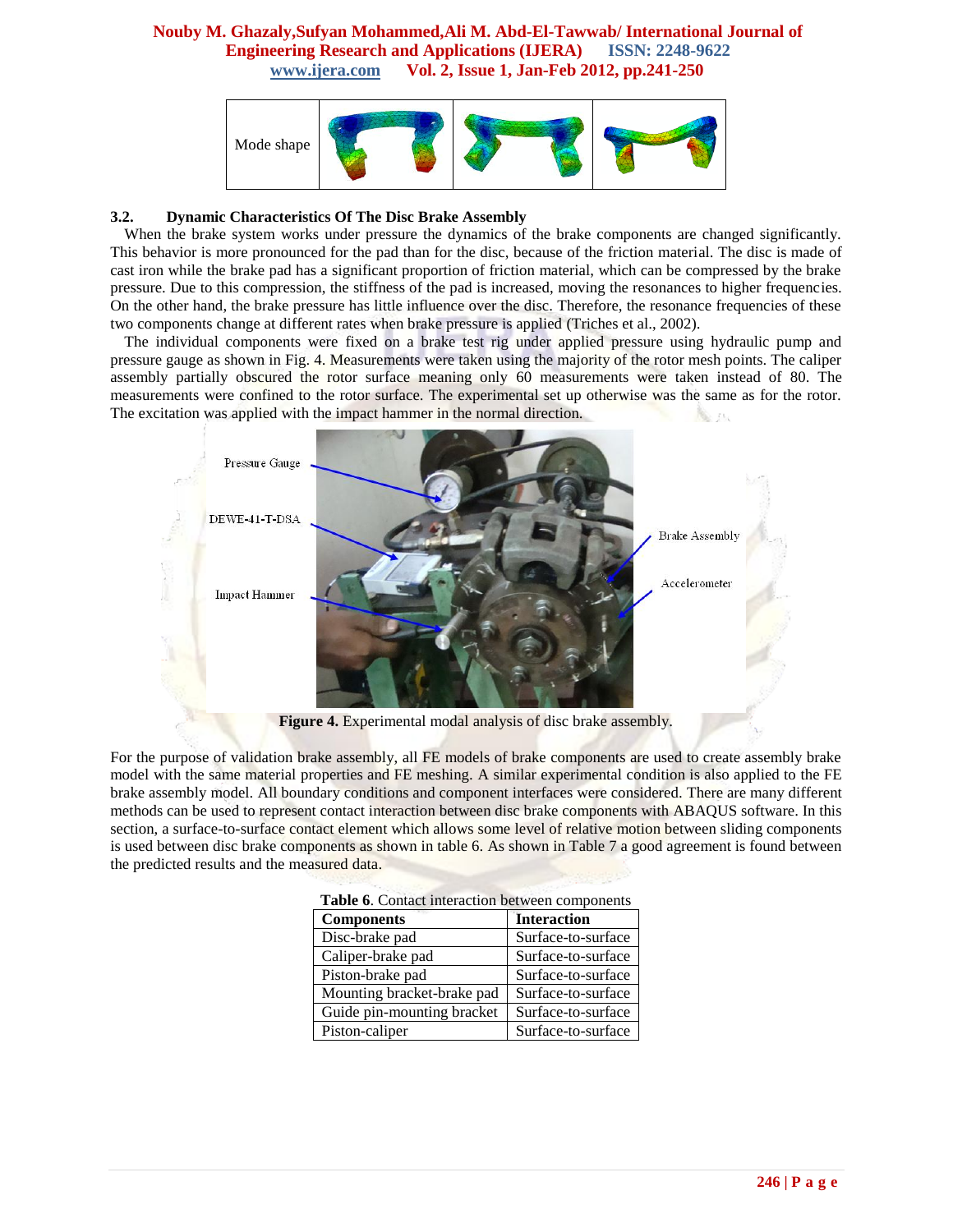| Mode shape | | | |
|---|---|---|---|

### 3.2. Dynamic Characteristics Of The Disc Brake Assembly

When the brake system works under pressure the dynamics of the brake components are changed significantly. This behavior is more pronounced for the pad than for the disc, because of the friction material. The disc is made of cast iron while the brake pad has a significant proportion of friction material, which can be compressed by the brake pressure. Due to this compression, the stiffness of the pad is increased, moving the resonances to higher frequencies. On the other hand, the brake pressure has little influence over the disc. Therefore, the resonance frequencies of these two components change at different rates when brake pressure is applied (Triches et al., 2002).

The individual components were fixed on a brake test rig under applied pressure using hydraulic pump and pressure gauge as shown in Fig. 4. Measurements were taken using the majority of the rotor mesh points. The caliper assembly partially obscured the rotor surface meaning only 60 measurements were taken instead of 80. The measurements were confined to the rotor surface. The experimental set up otherwise was the same as for the rotor. The excitation was applied with the impact hammer in the normal direction.

Pressure Gauge
DEWE-41-T-DSA
Impact Hammer
Brake Assembly
Accelerometer

**Figure 4.** Experimental modal analysis of disc brake assembly.

For the purpose of validation brake assembly, all FE models of brake components are used to create assembly brake model with the same material properties and FE meshing. A similar experimental condition is also applied to the FE brake assembly model. All boundary conditions and component interfaces were considered. There are many different methods can be used to represent contact interaction between disc brake components with ABAQUS software. In this section, a surface-to-surface contact element which allows some level of relative motion between sliding components is used between disc brake components as shown in table 6. As shown in Table 7 a good agreement is found between the predicted results and the measured data.

**Table 6**. Contact interaction between components

| Components | Interaction |
|---|---|
| Disc-brake pad | Surface-to-surface |
| Caliper-brake pad | Surface-to-surface |
| Piston-brake pad | Surface-to-surface |
| Mounting bracket-brake pad | Surface-to-surface |
| Guide pin-mounting bracket | Surface-to-surface |
| Piston-caliper | Surface-to-surface |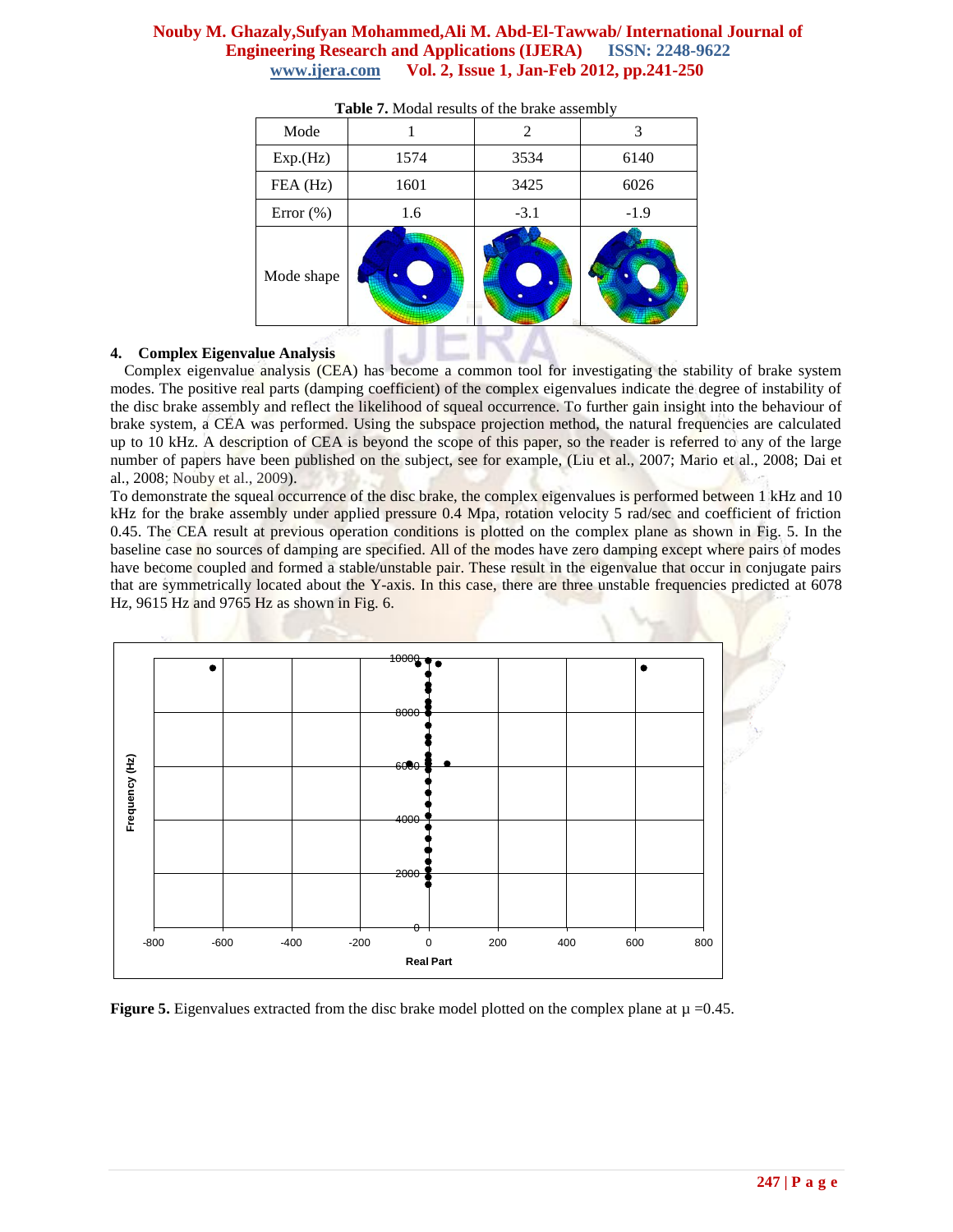**Table 7.** Modal results of the brake assembly

| Mode | 1 | 2 | 3 |
|---|---|---|---|
| Exp.(Hz) | 1574 | 3534 | 6140 |
| FEA (Hz) | 1601 | 3425 | 6026 |
| Error (%) | 1.6 | -3.1 | -1.9 |
| Mode shape | | | |

## 4. Complex Eigenvalue Analysis

Complex eigenvalue analysis (CEA) has become a common tool for investigating the stability of brake system modes. The positive real parts (damping coefficient) of the complex eigenvalues indicate the degree of instability of the disc brake assembly and reflect the likelihood of squeal occurrence. To further gain insight into the behaviour of brake system, a CEA was performed. Using the subspace projection method, the natural frequencies are calculated up to 10 kHz. A description of CEA is beyond the scope of this paper, so the reader is referred to any of the large number of papers have been published on the subject, see for example, (Liu et al., 2007; Mario et al., 2008; Dai et al., 2008; Nouby et al., 2009).

To demonstrate the squeal occurrence of the disc brake, the complex eigenvalues is performed between 1 kHz and 10 kHz for the brake assembly under applied pressure 0.4 Mpa, rotation velocity 5 rad/sec and coefficient of friction 0.45. The CEA result at previous operation conditions is plotted on the complex plane as shown in Fig. 5. In the baseline case no sources of damping are specified. All of the modes have zero damping except where pairs of modes have become coupled and formed a stable/unstable pair. These result in the eigenvalue that occur in conjugate pairs that are symmetrically located about the Y-axis. In this case, there are three unstable frequencies predicted at 6078 Hz, 9615 Hz and 9765 Hz as shown in Fig. 6.

**Figure 5.** Eigenvalues extracted from the disc brake model plotted on the complex plane at μ =0.45.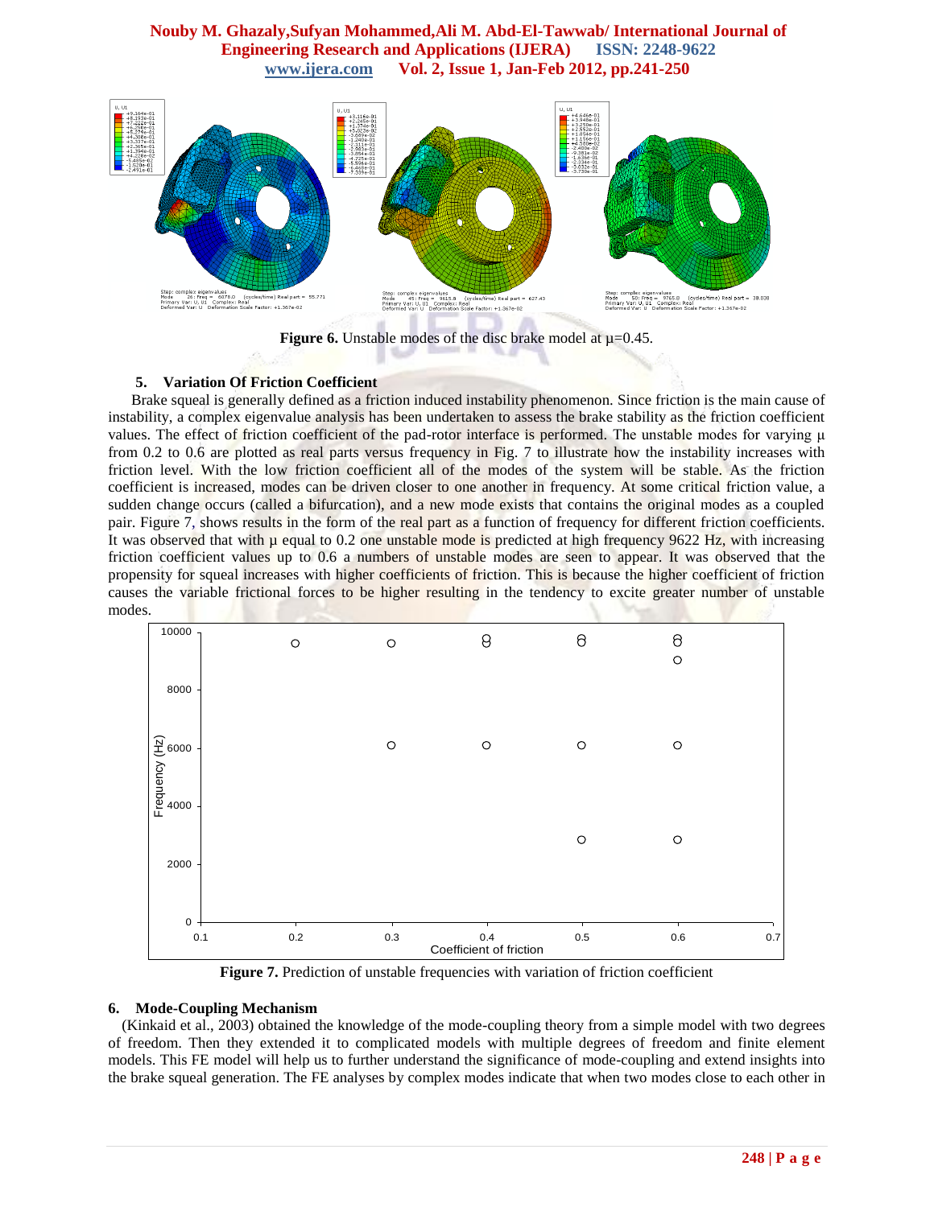**Figure 6.** Unstable modes of the disc brake model at μ=0.45.

## 5. Variation Of Friction Coefficient

Brake squeal is generally defined as a friction induced instability phenomenon. Since friction is the main cause of instability, a complex eigenvalue analysis has been undertaken to assess the brake stability as the friction coefficient values. The effect of friction coefficient of the pad-rotor interface is performed. The unstable modes for varying μ from 0.2 to 0.6 are plotted as real parts versus frequency in Fig. 7 to illustrate how the instability increases with friction level. With the low friction coefficient all of the modes of the system will be stable. As the friction coefficient is increased, modes can be driven closer to one another in frequency. At some critical friction value, a sudden change occurs (called a bifurcation), and a new mode exists that contains the original modes as a coupled pair. Figure 7, shows results in the form of the real part as a function of frequency for different friction coefficients. It was observed that with μ equal to 0.2 one unstable mode is predicted at high frequency 9622 Hz, with increasing friction coefficient values up to 0.6 a numbers of unstable modes are seen to appear. It was observed that the propensity for squeal increases with higher coefficients of friction. This is because the higher coefficient of friction causes the variable frictional forces to be higher resulting in the tendency to excite greater number of unstable modes.

**Figure 7.** Prediction of unstable frequencies with variation of friction coefficient

## 6. Mode-Coupling Mechanism

(Kinkaid et al., 2003) obtained the knowledge of the mode-coupling theory from a simple model with two degrees of freedom. Then they extended it to complicated models with multiple degrees of freedom and finite element models. This FE model will help us to further understand the significance of mode-coupling and extend insights into the brake squeal generation. The FE analyses by complex modes indicate that when two modes close to each other in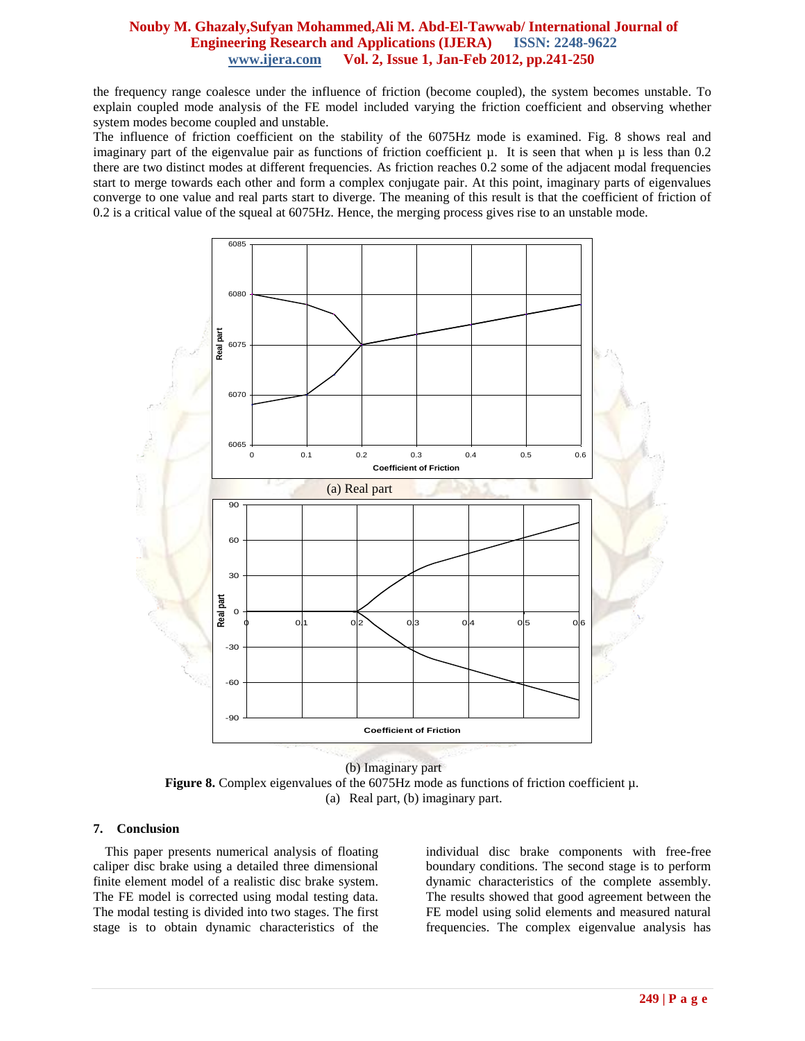the frequency range coalesce under the influence of friction (become coupled), the system becomes unstable. To explain coupled mode analysis of the FE model included varying the friction coefficient and observing whether system modes become coupled and unstable.

The influence of friction coefficient on the stability of the 6075Hz mode is examined. Fig. 8 shows real and imaginary part of the eigenvalue pair as functions of friction coefficient μ. It is seen that when μ is less than 0.2 there are two distinct modes at different frequencies. As friction reaches 0.2 some of the adjacent modal frequencies start to merge towards each other and form a complex conjugate pair. At this point, imaginary parts of eigenvalues converge to one value and real parts start to diverge. The meaning of this result is that the coefficient of friction of 0.2 is a critical value of the squeal at 6075Hz. Hence, the merging process gives rise to an unstable mode.

(a) Real part

(b) Imaginary part

**Figure 8.** Complex eigenvalues of the 6075Hz mode as functions of friction coefficient μ. (a) Real part, (b) imaginary part.

## 7. Conclusion

This paper presents numerical analysis of floating caliper disc brake using a detailed three dimensional finite element model of a realistic disc brake system. The FE model is corrected using modal testing data. The modal testing is divided into two stages. The first stage is to obtain dynamic characteristics of the individual disc brake components with free-free boundary conditions. The second stage is to perform dynamic characteristics of the complete assembly. The results showed that good agreement between the FE model using solid elements and measured natural frequencies. The complex eigenvalue analysis has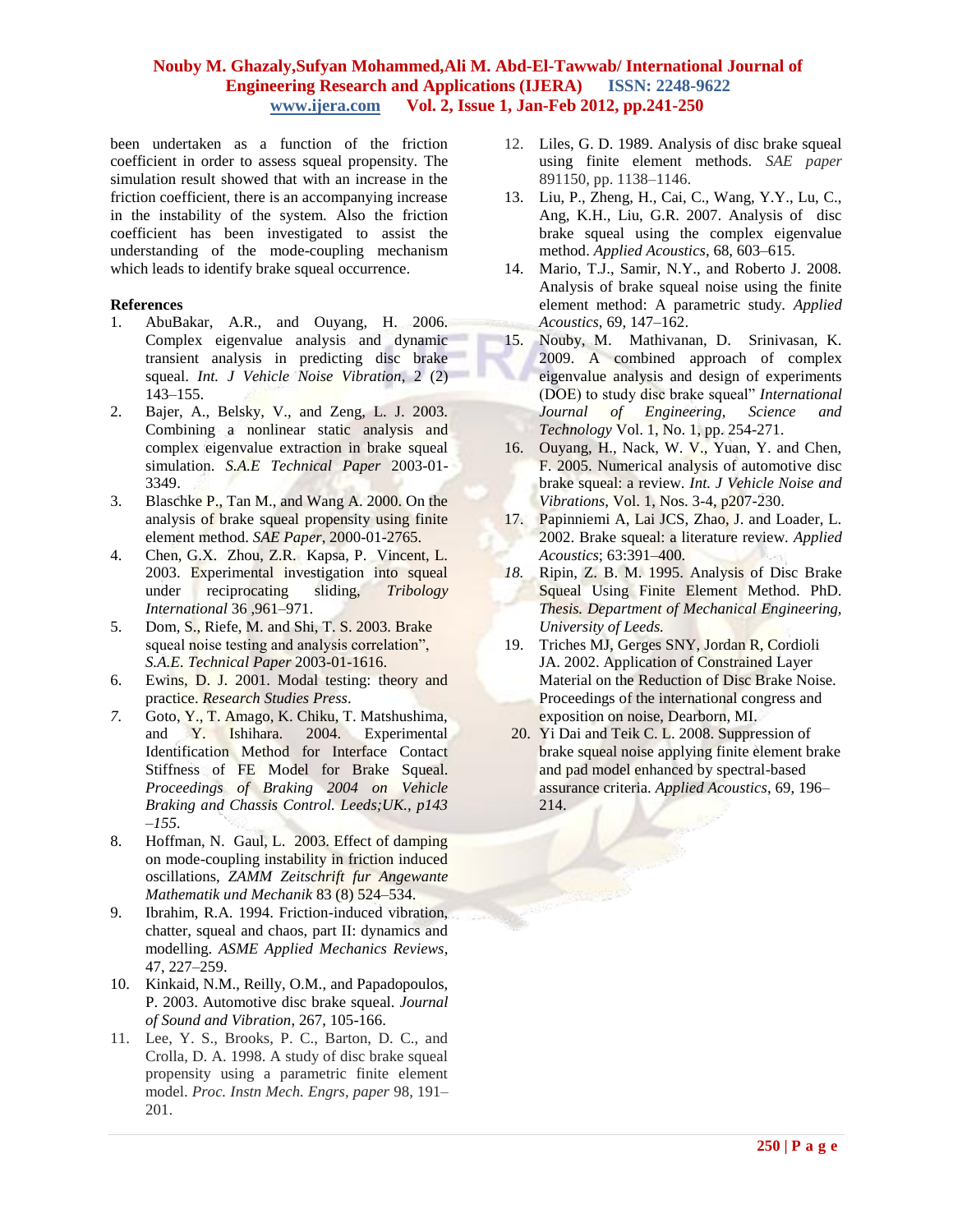been undertaken as a function of the friction coefficient in order to assess squeal propensity. The simulation result showed that with an increase in the friction coefficient, there is an accompanying increase in the instability of the system. Also the friction coefficient has been investigated to assist the understanding of the mode-coupling mechanism which leads to identify brake squeal occurrence.

**References**

1. AbuBakar, A.R., and Ouyang, H. 2006. Complex eigenvalue analysis and dynamic transient analysis in predicting disc brake squeal. *Int. J Vehicle Noise Vibration*, 2 (2) 143–155.
2. Bajer, A., Belsky, V., and Zeng, L. J. 2003. Combining a nonlinear static analysis and complex eigenvalue extraction in brake squeal simulation. *S.A.E Technical Paper* 2003-01-3349.
3. Blaschke P., Tan M., and Wang A. 2000. On the analysis of brake squeal propensity using finite element method. *SAE Paper*, 2000-01-2765.
4. Chen, G.X. Zhou, Z.R. Kapsa, P. Vincent, L. 2003. Experimental investigation into squeal under reciprocating sliding, *Tribology International* 36 ,961–971.
5. Dom, S., Riefe, M. and Shi, T. S. 2003. Brake squeal noise testing and analysis correlation", *S.A.E. Technical Paper* 2003-01-1616.
6. Ewins, D. J. 2001. Modal testing: theory and practice. *Research Studies Press*.
7. Goto, Y., T. Amago, K. Chiku, T. Matshushima, and Y. Ishihara. 2004. Experimental Identification Method for Interface Contact Stiffness of FE Model for Brake Squeal. *Proceedings of Braking 2004 on Vehicle Braking and Chassis Control. Leeds;UK., p143 –155.*
8. Hoffman, N. Gaul, L. 2003. Effect of damping on mode-coupling instability in friction induced oscillations, *ZAMM Zeitschrift fur Angewante Mathematik und Mechanik* 83 (8) 524–534.
9. Ibrahim, R.A. 1994. Friction-induced vibration, chatter, squeal and chaos, part II: dynamics and modelling. *ASME Applied Mechanics Reviews*, 47, 227–259.
10. Kinkaid, N.M., Reilly, O.M., and Papadopoulos, P. 2003. Automotive disc brake squeal. *Journal of Sound and Vibration*, 267, 105-166.
11. Lee, Y. S., Brooks, P. C., Barton, D. C., and Crolla, D. A. 1998. A study of disc brake squeal propensity using a parametric finite element model. *Proc. Instn Mech. Engrs, paper* 98, 191–201.
12. Liles, G. D. 1989. Analysis of disc brake squeal using finite element methods. *SAE paper* 891150, pp. 1138–1146.
13. Liu, P., Zheng, H., Cai, C., Wang, Y.Y., Lu, C., Ang, K.H., Liu, G.R. 2007. Analysis of disc brake squeal using the complex eigenvalue method. *Applied Acoustics*, 68, 603–615.
14. Mario, T.J., Samir, N.Y., and Roberto J. 2008. Analysis of brake squeal noise using the finite element method: A parametric study. *Applied Acoustics*, 69, 147–162.
15. Nouby, M. Mathivanan, D. Srinivasan, K. 2009. A combined approach of complex eigenvalue analysis and design of experiments (DOE) to study disc brake squeal" *International Journal of Engineering, Science and Technology* Vol. 1, No. 1, pp. 254-271.
16. Ouyang, H., Nack, W. V., Yuan, Y. and Chen, F. 2005. Numerical analysis of automotive disc brake squeal: a review. *Int. J Vehicle Noise and Vibrations*, Vol. 1, Nos. 3-4, p207-230.
17. Papinniemi A, Lai JCS, Zhao, J. and Loader, L. 2002. Brake squeal: a literature review. *Applied Acoustics*; 63:391–400.
18. Ripin, Z. B. M. 1995. Analysis of Disc Brake Squeal Using Finite Element Method. PhD. *Thesis. Department of Mechanical Engineering, University of Leeds.*
19. Triches MJ, Gerges SNY, Jordan R, Cordioli JA. 2002. Application of Constrained Layer Material on the Reduction of Disc Brake Noise. Proceedings of the international congress and exposition on noise, Dearborn, MI.
20. Yi Dai and Teik C. L. 2008. Suppression of brake squeal noise applying finite element brake and pad model enhanced by spectral-based assurance criteria. *Applied Acoustics*, 69, 196–214.